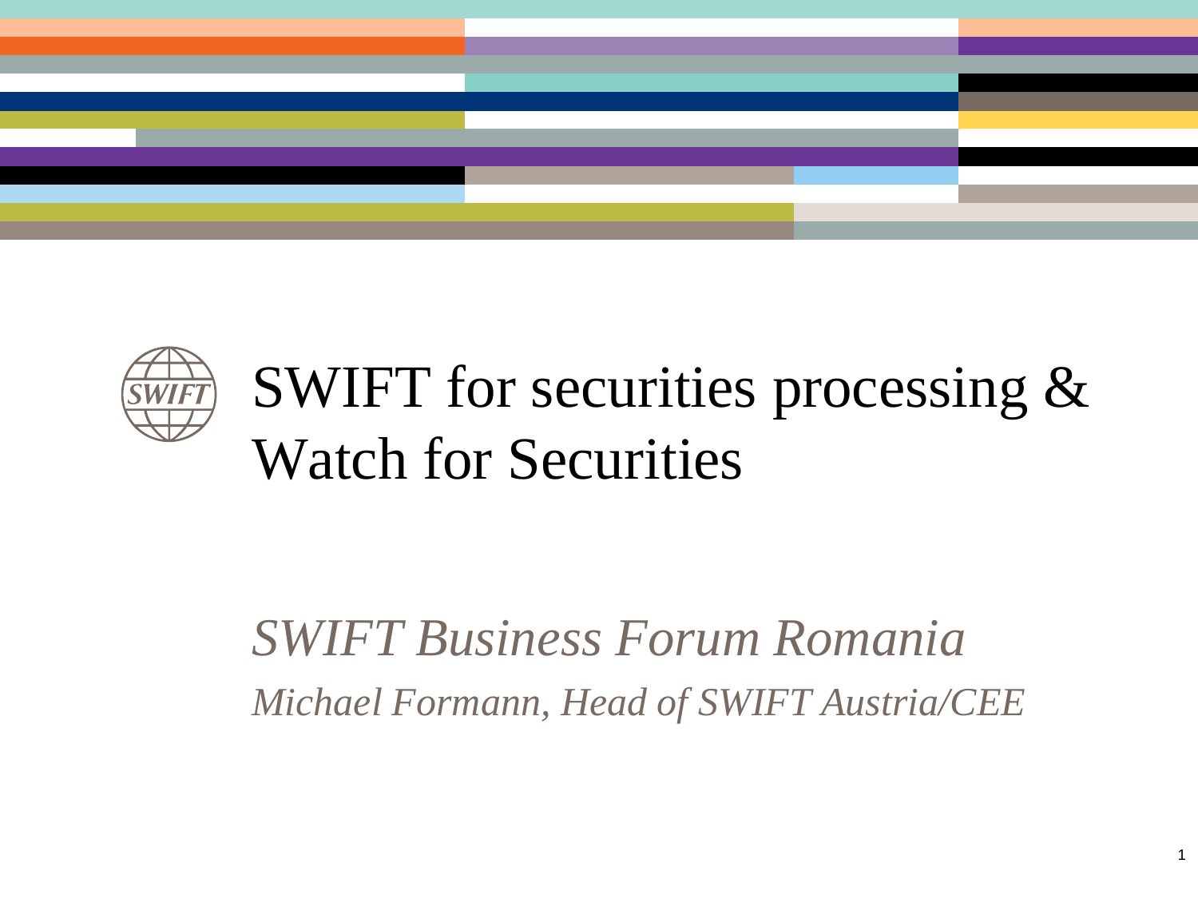# SWIFT for securities processing & Watch for Securities

*SWIFT Business Forum Romania*

*Michael Formann, Head of SWIFT Austria/CEE*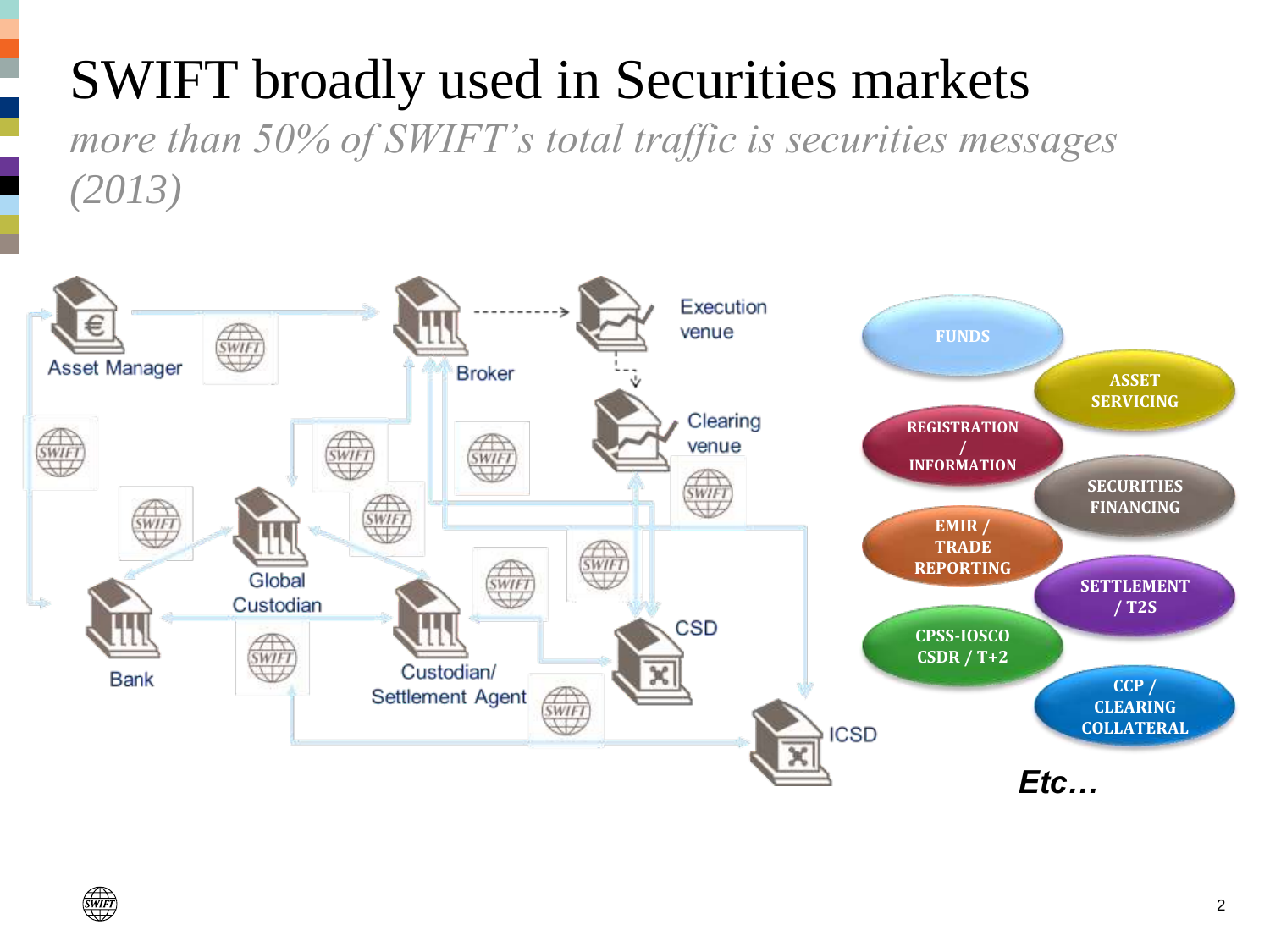# SWIFT broadly used in Securities markets

*more than 50% of SWIFT's total traffic is securities messages (2013)*

Asset Manager

Broker

Execution venue

Clearing venue

Global Custodian

Bank

Custodian/ Settlement Agent

CSD

ICSD

FUNDS

ASSET SERVICING

REGISTRATION / INFORMATION

SECURITIES FINANCING

EMIR / TRADE REPORTING

SETTLEMENT / T2S

CPSS-IOSCO CSDR / T+2

CCP / CLEARING COLLATERAL

***Etc…***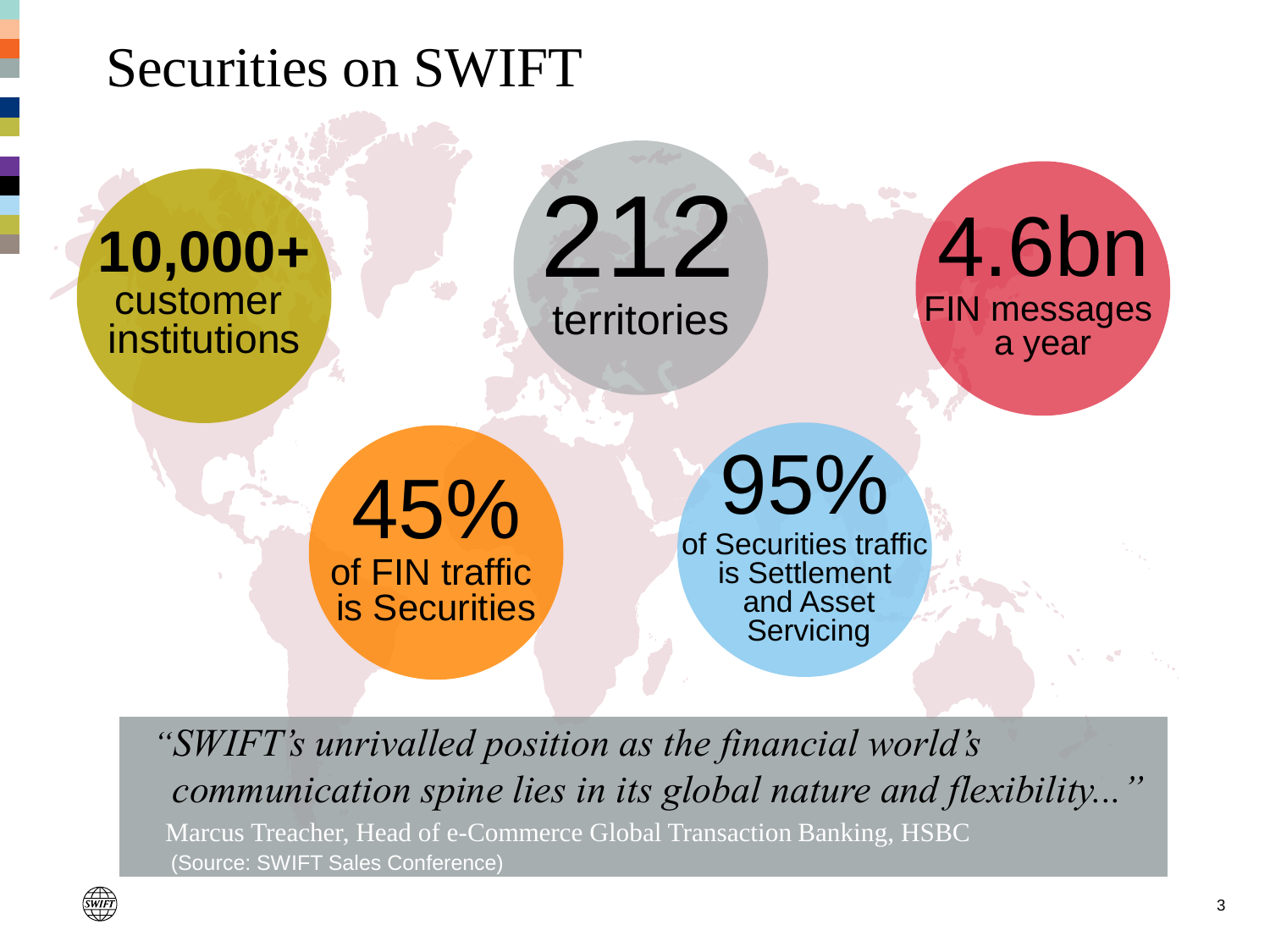# Securities on SWIFT

**10,000+** customer institutions

212 territories

4.6bn FIN messages a year

45% of FIN traffic is Securities

95% of Securities traffic is Settlement and Asset Servicing

*"SWIFT's unrivalled position as the financial world's communication spine lies in its global nature and flexibility..."*

Marcus Treacher, Head of e-Commerce Global Transaction Banking, HSBC
(Source: SWIFT Sales Conference)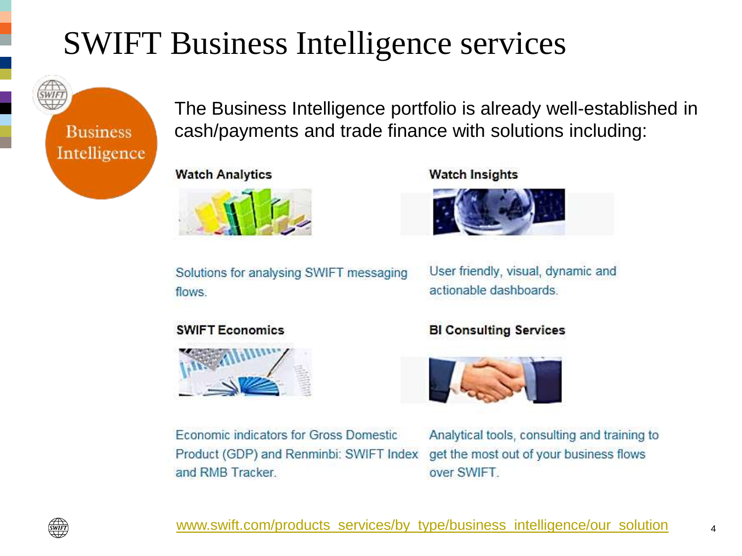# SWIFT Business Intelligence services

Business Intelligence

The Business Intelligence portfolio is already well-established in cash/payments and trade finance with solutions including:

**Watch Analytics**

Solutions for analysing SWIFT messaging flows.

**Watch Insights**

User friendly, visual, dynamic and actionable dashboards.

**SWIFT Economics**

Economic indicators for Gross Domestic Product (GDP) and Renminbi: SWIFT Index and RMB Tracker.

**BI Consulting Services**

Analytical tools, consulting and training to get the most out of your business flows over SWIFT.

www.swift.com/products_services/by_type/business_intelligence/our_solution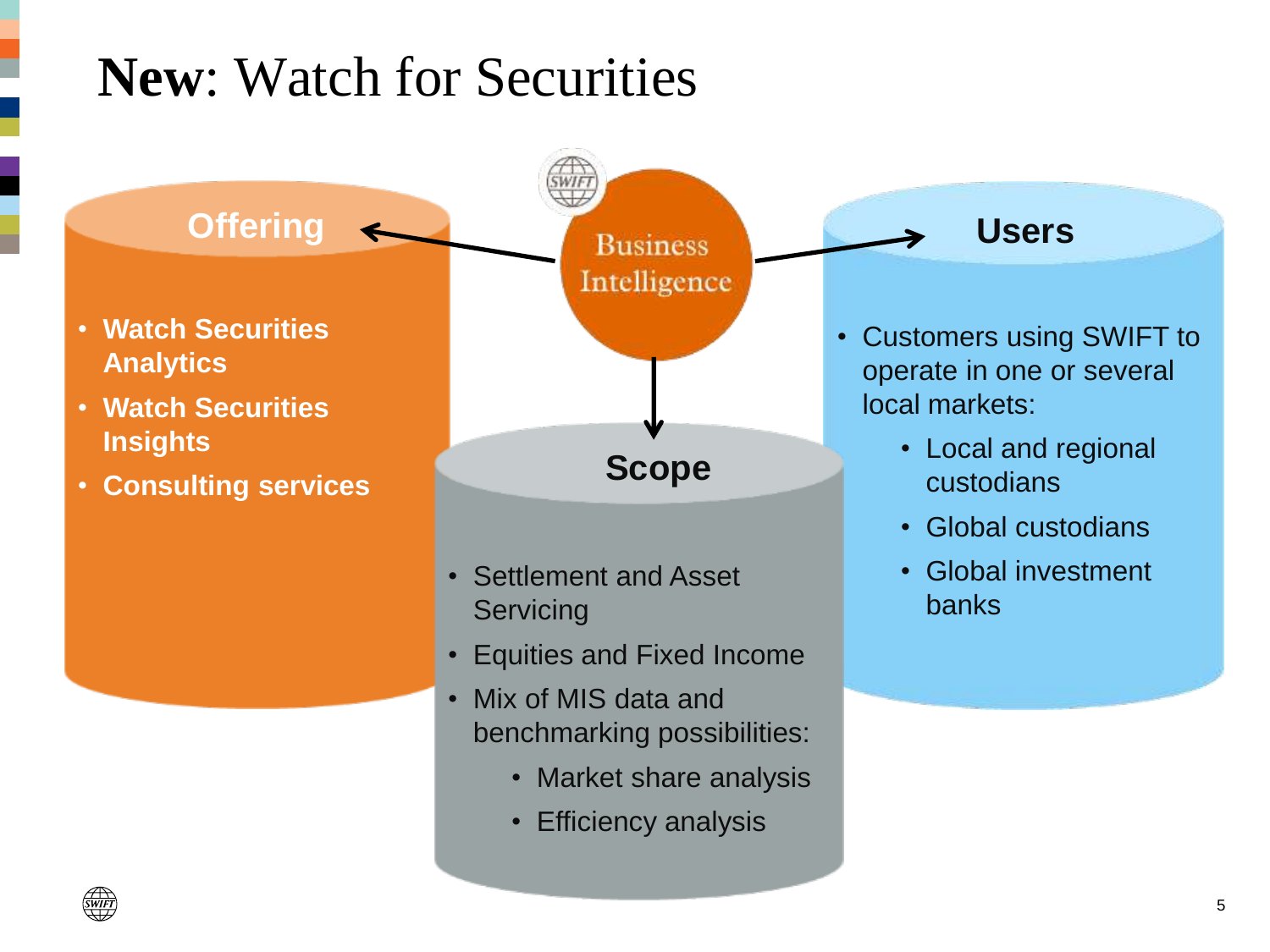# **New**: Watch for Securities

Business Intelligence

## Offering

- **Watch Securities Analytics**
- **Watch Securities Insights**
- **Consulting services**

## Users

- Customers using SWIFT to operate in one or several local markets:
  - Local and regional custodians
  - Global custodians
  - Global investment banks

## Scope

- Settlement and Asset Servicing
- Equities and Fixed Income
- Mix of MIS data and benchmarking possibilities:
  - Market share analysis
  - Efficiency analysis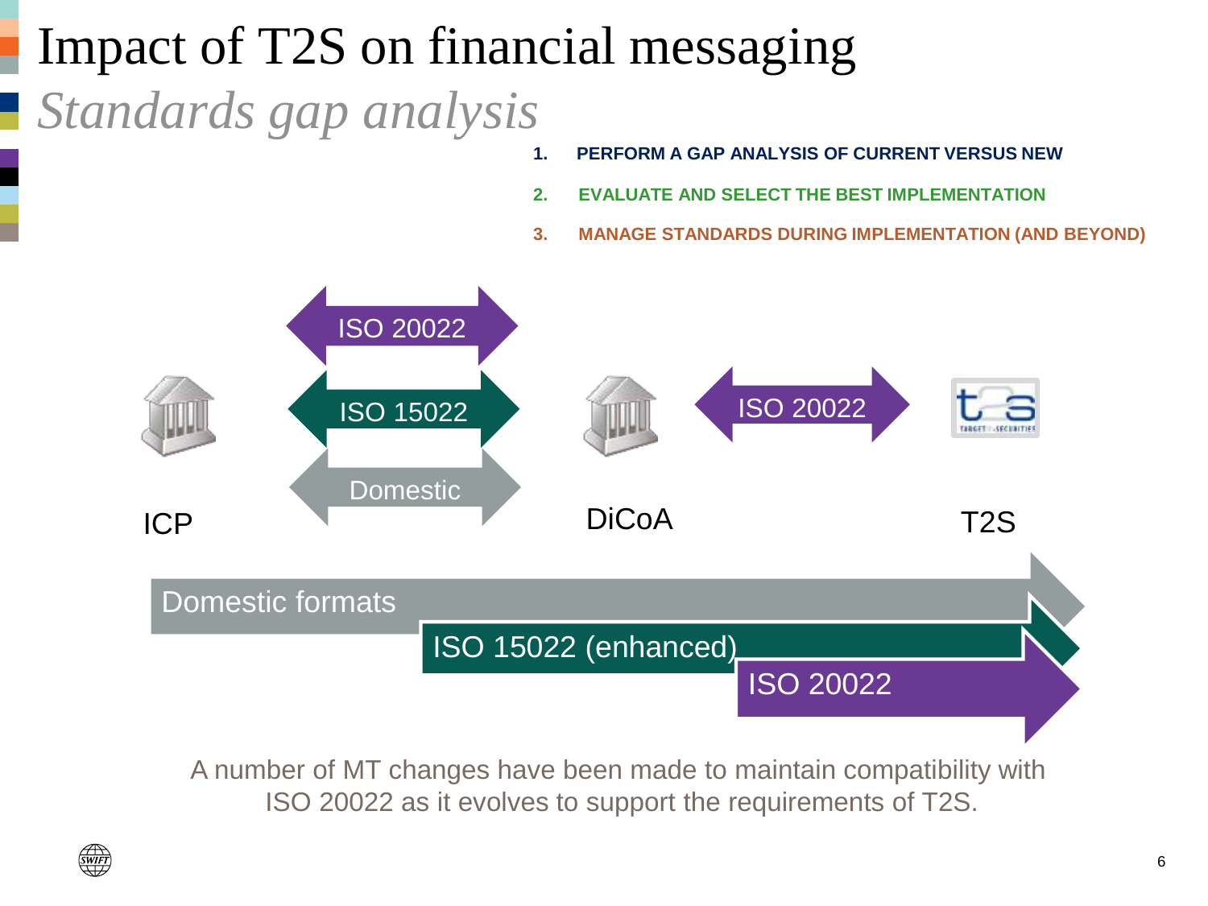# Impact of T2S on financial messaging

## *Standards gap analysis*

1. **PERFORM A GAP ANALYSIS OF CURRENT VERSUS NEW**
2. **EVALUATE AND SELECT THE BEST IMPLEMENTATION**
3. **MANAGE STANDARDS DURING IMPLEMENTATION (AND BEYOND)**

ICP — ISO 20022 / ISO 15022 / Domestic — DiCoA — ISO 20022 — T2S

Domestic formats

ISO 15022 (enhanced)

ISO 20022

A number of MT changes have been made to maintain compatibility with ISO 20022 as it evolves to support the requirements of T2S.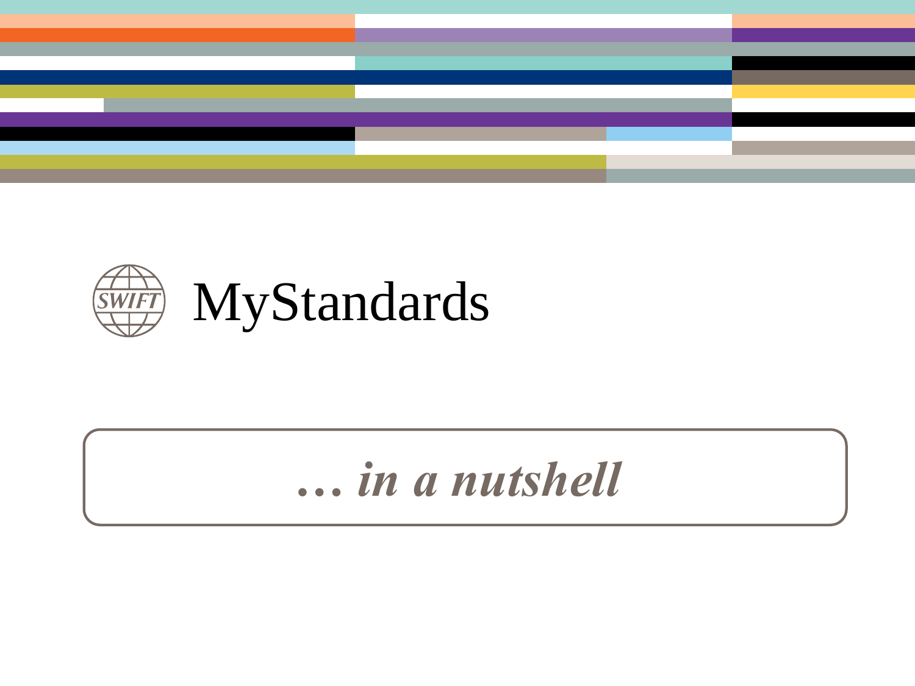# MyStandards

*… in a nutshell*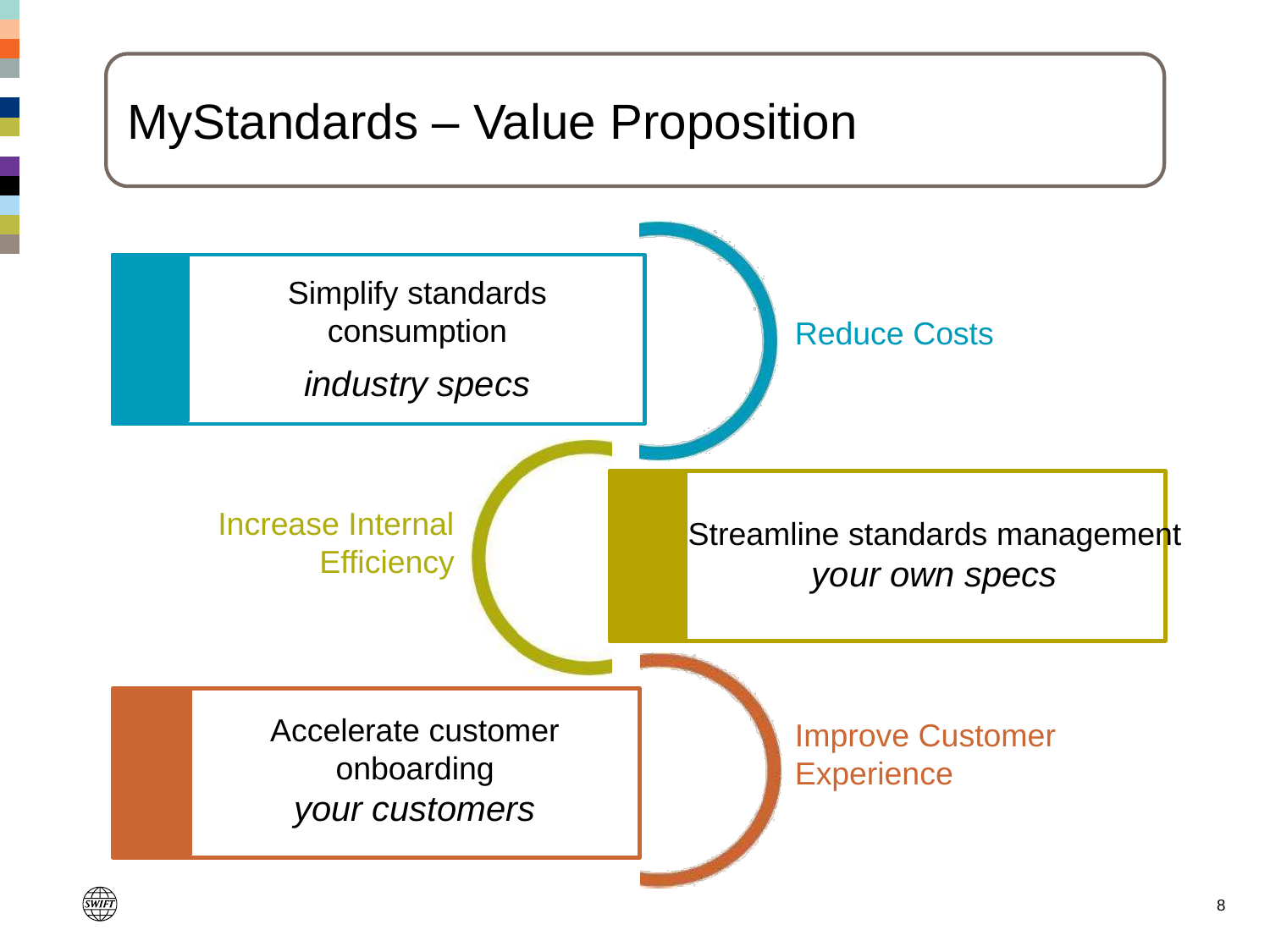# MyStandards – Value Proposition

Simplify standards consumption
*industry specs*

Reduce Costs

Increase Internal Efficiency

Streamline standards management
*your own specs*

Accelerate customer onboarding
*your customers*

Improve Customer Experience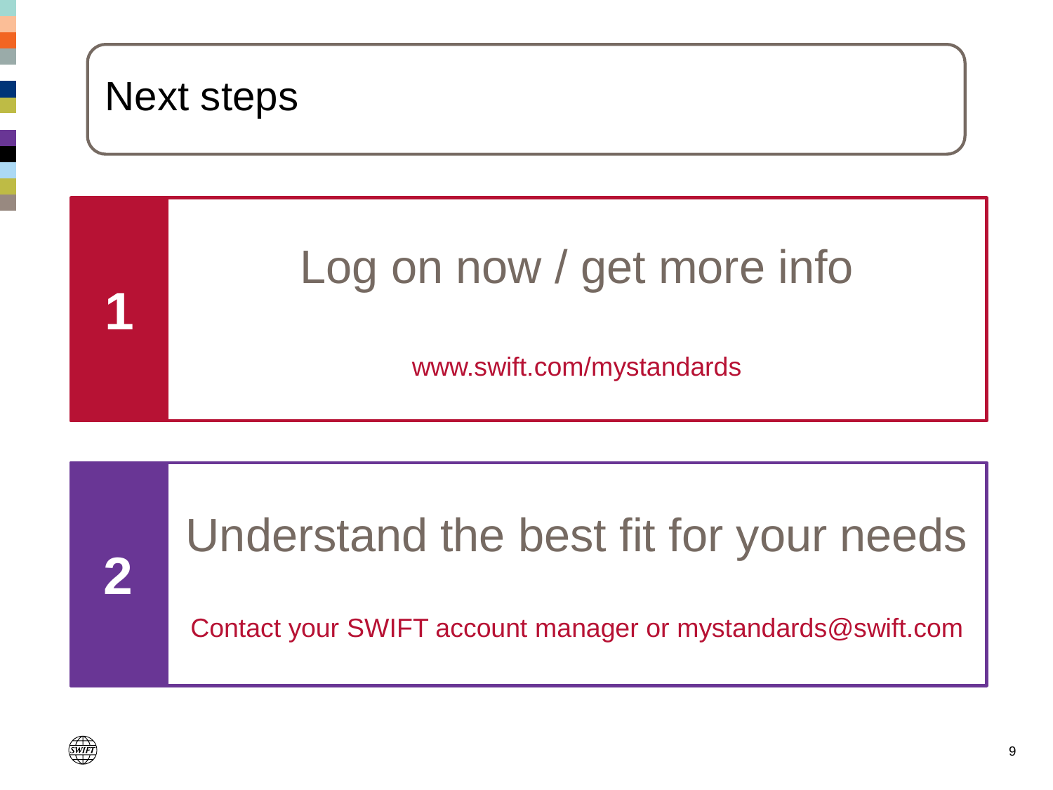# Next steps

## 1 Log on now / get more info

www.swift.com/mystandards

## 2 Understand the best fit for your needs

Contact your SWIFT account manager or mystandards@swift.com